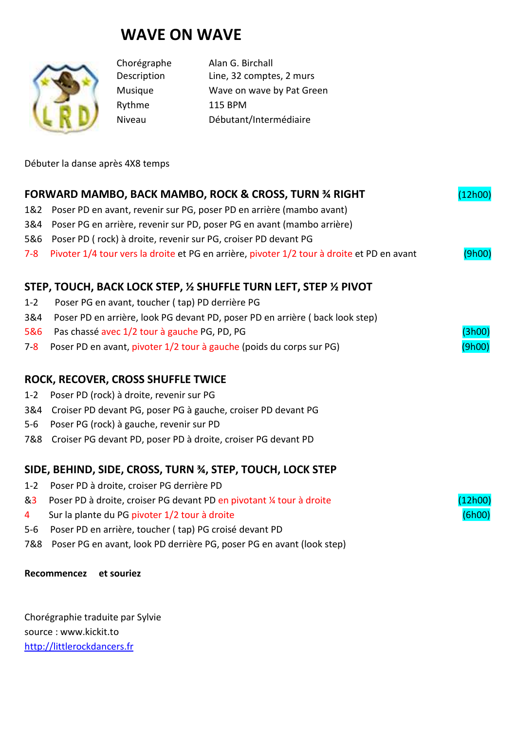# WAVE ON WAVE

| | |
|---|---|
| Chorégraphe | Alan G. Birchall |
| Description | Line, 32 comptes, 2 murs |
| Musique | Wave on wave by Pat Green |
| Rythme | 115 BPM |
| Niveau | Débutant/Intermédiaire |

Débuter la danse après 4X8 temps

## FORWARD MAMBO, BACK MAMBO, ROCK & CROSS, TURN ¾ RIGHT (12h00)

1&2 Poser PD en avant, revenir sur PG, poser PD en arrière (mambo avant)
3&4 Poser PG en arrière, revenir sur PD, poser PG en avant (mambo arrière)
5&6 Poser PD ( rock) à droite, revenir sur PG, croiser PD devant PG
7-8 Pivoter 1/4 tour vers la droite et PG en arrière, pivoter 1/2 tour à droite et PD en avant (9h00)

## STEP, TOUCH, BACK LOCK STEP, ½ SHUFFLE TURN LEFT, STEP ½ PIVOT

1-2 Poser PG en avant, toucher ( tap) PD derrière PG
3&4 Poser PD en arrière, look PG devant PD, poser PD en arrière ( back look step)
5&6 Pas chassé avec 1/2 tour à gauche PG, PD, PG (3h00)
7-8 Poser PD en avant, pivoter 1/2 tour à gauche (poids du corps sur PG) (9h00)

## ROCK, RECOVER, CROSS SHUFFLE TWICE

1-2 Poser PD (rock) à droite, revenir sur PG
3&4 Croiser PD devant PG, poser PG à gauche, croiser PD devant PG
5-6 Poser PG (rock) à gauche, revenir sur PD
7&8 Croiser PG devant PD, poser PD à droite, croiser PG devant PD

## SIDE, BEHIND, SIDE, CROSS, TURN ¾, STEP, TOUCH, LOCK STEP

1-2 Poser PD à droite, croiser PG derrière PD
&3 Poser PD à droite, croiser PG devant PD en pivotant ¼ tour à droite (12h00)
4 Sur la plante du PG pivoter 1/2 tour à droite (6h00)
5-6 Poser PD en arrière, toucher ( tap) PG croisé devant PD
7&8 Poser PG en avant, look PD derrière PG, poser PG en avant (look step)

**Recommencez et souriez**

Chorégraphie traduite par Sylvie
source : www.kickit.to
http://littlerockdancers.fr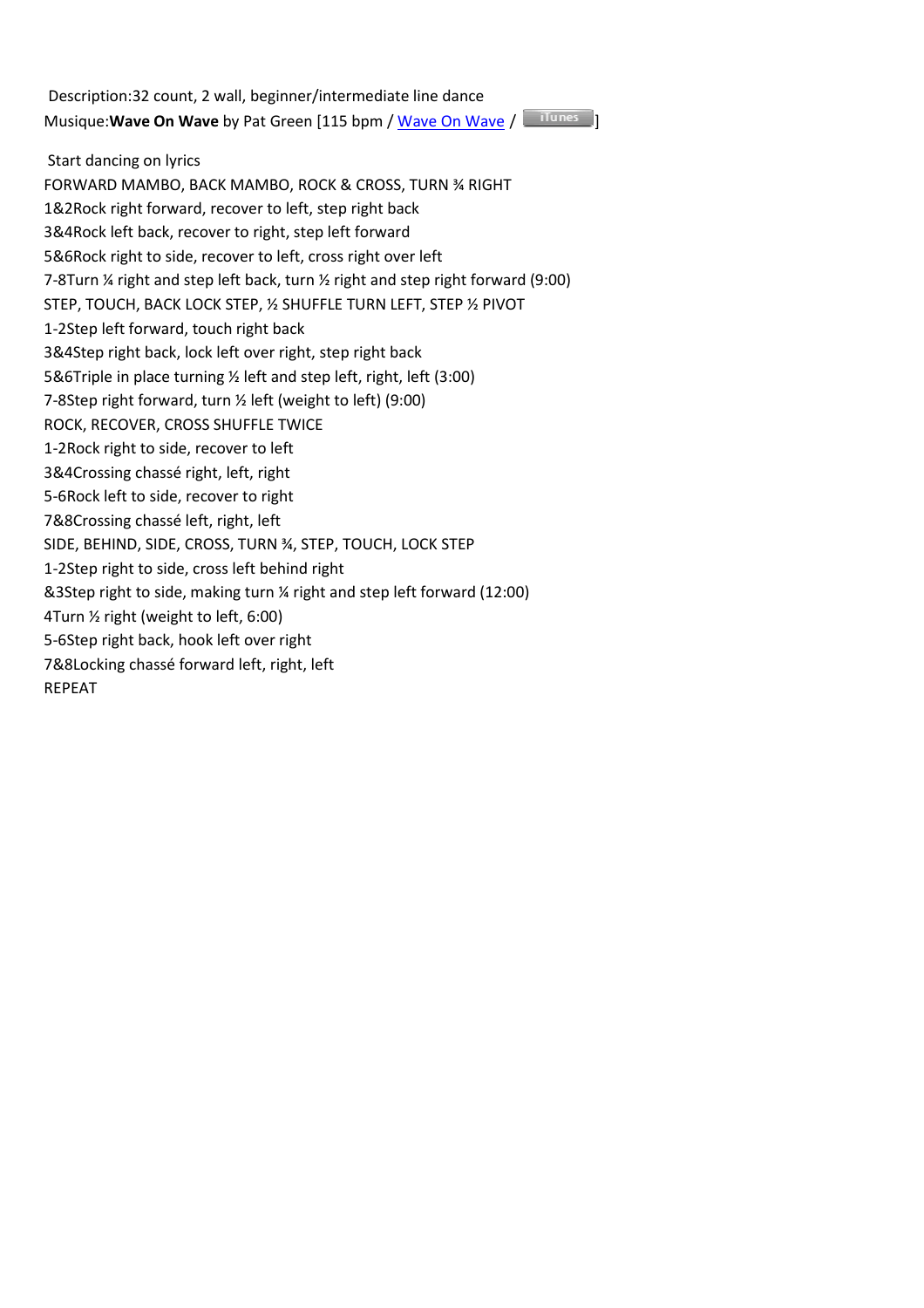Description:32 count, 2 wall, beginner/intermediate line dance

Musique:**Wave On Wave** by Pat Green [115 bpm / Wave On Wave / iTunes]

Start dancing on lyrics

FORWARD MAMBO, BACK MAMBO, ROCK & CROSS, TURN ¾ RIGHT

1&2Rock right forward, recover to left, step right back

3&4Rock left back, recover to right, step left forward

5&6Rock right to side, recover to left, cross right over left

7-8Turn ¼ right and step left back, turn ½ right and step right forward (9:00)

STEP, TOUCH, BACK LOCK STEP, ½ SHUFFLE TURN LEFT, STEP ½ PIVOT

1-2Step left forward, touch right back

3&4Step right back, lock left over right, step right back

5&6Triple in place turning ½ left and step left, right, left (3:00)

7-8Step right forward, turn ½ left (weight to left) (9:00)

ROCK, RECOVER, CROSS SHUFFLE TWICE

1-2Rock right to side, recover to left

3&4Crossing chassé right, left, right

5-6Rock left to side, recover to right

7&8Crossing chassé left, right, left

SIDE, BEHIND, SIDE, CROSS, TURN ¾, STEP, TOUCH, LOCK STEP

1-2Step right to side, cross left behind right

&3Step right to side, making turn ¼ right and step left forward (12:00)

4Turn ½ right (weight to left, 6:00)

5-6Step right back, hook left over right

7&8Locking chassé forward left, right, left

REPEAT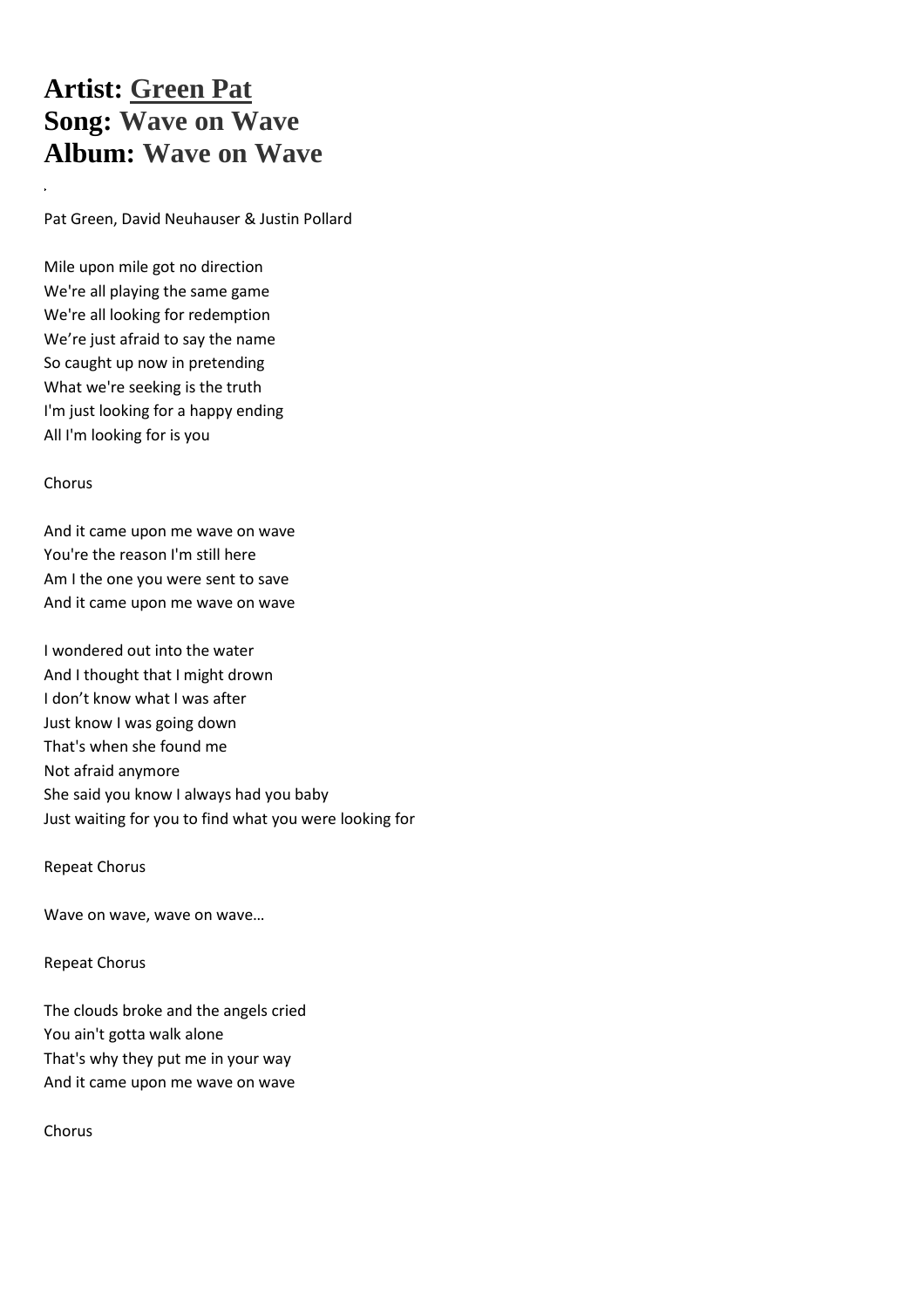# Artist: Green Pat
# Song: Wave on Wave
# Album: Wave on Wave

Pat Green, David Neuhauser & Justin Pollard

Mile upon mile got no direction
We're all playing the same game
We're all looking for redemption
We're just afraid to say the name
So caught up now in pretending
What we're seeking is the truth
I'm just looking for a happy ending
All I'm looking for is you

Chorus

And it came upon me wave on wave
You're the reason I'm still here
Am I the one you were sent to save
And it came upon me wave on wave

I wondered out into the water
And I thought that I might drown
I don't know what I was after
Just know I was going down
That's when she found me
Not afraid anymore
She said you know I always had you baby
Just waiting for you to find what you were looking for

Repeat Chorus

Wave on wave, wave on wave…

Repeat Chorus

The clouds broke and the angels cried
You ain't gotta walk alone
That's why they put me in your way
And it came upon me wave on wave

Chorus